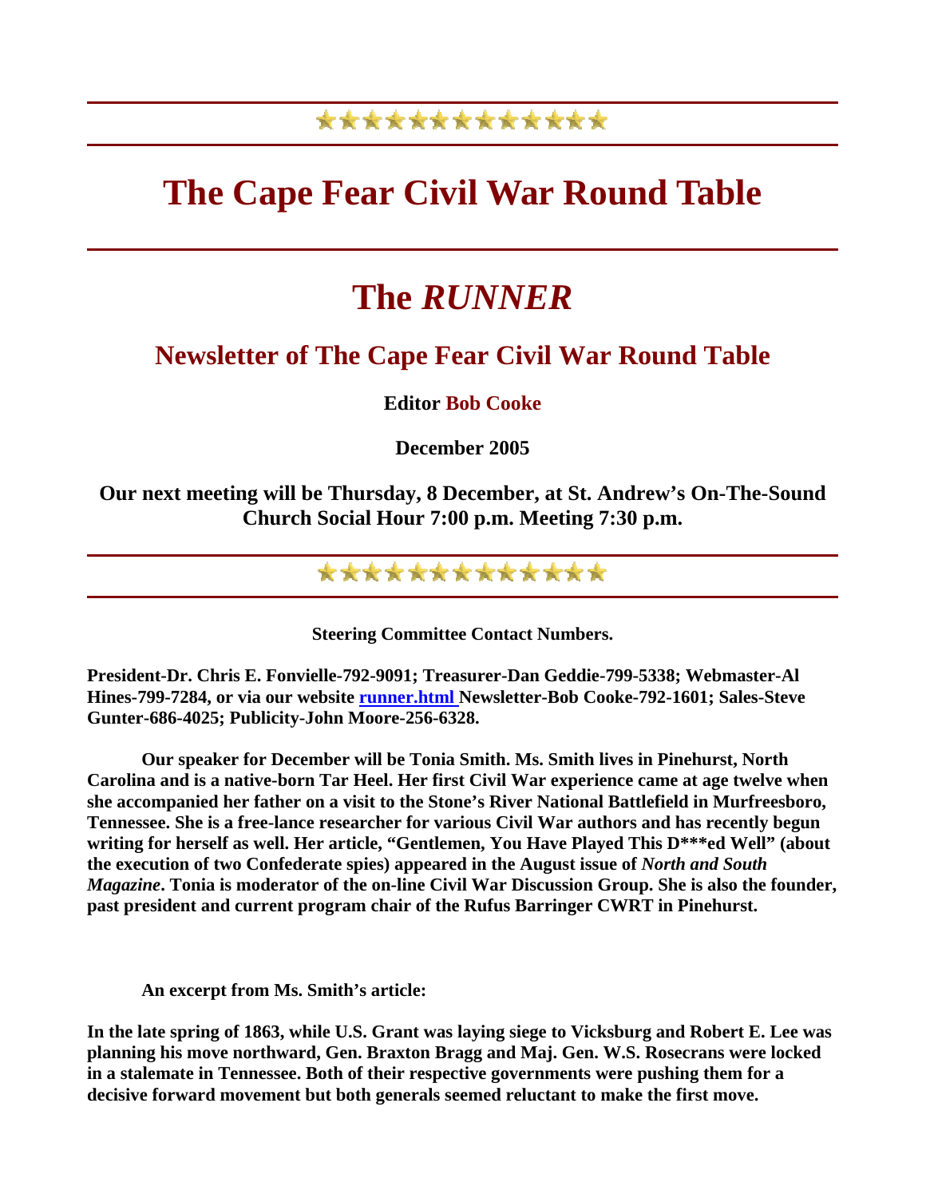# The Cape Fear Civil War Round Table

# The *RUNNER*

## Newsletter of The Cape Fear Civil War Round Table

**Editor Bob Cooke**

**December 2005**

**Our next meeting will be Thursday, 8 December, at St. Andrew's On-The-Sound Church Social Hour 7:00 p.m. Meeting 7:30 p.m.**

**Steering Committee Contact Numbers.**

**President-Dr. Chris E. Fonvielle-792-9091; Treasurer-Dan Geddie-799-5338; Webmaster-Al Hines-799-7284, or via our website runner.html Newsletter-Bob Cooke-792-1601; Sales-Steve Gunter-686-4025; Publicity-John Moore-256-6328.**

**Our speaker for December will be Tonia Smith. Ms. Smith lives in Pinehurst, North Carolina and is a native-born Tar Heel. Her first Civil War experience came at age twelve when she accompanied her father on a visit to the Stone's River National Battlefield in Murfreesboro, Tennessee. She is a free-lance researcher for various Civil War authors and has recently begun writing for herself as well. Her article, "Gentlemen, You Have Played This D***ed Well" (about the execution of two Confederate spies) appeared in the August issue of *North and South Magazine*. Tonia is moderator of the on-line Civil War Discussion Group. She is also the founder, past president and current program chair of the Rufus Barringer CWRT in Pinehurst.**

**An excerpt from Ms. Smith's article:**

**In the late spring of 1863, while U.S. Grant was laying siege to Vicksburg and Robert E. Lee was planning his move northward, Gen. Braxton Bragg and Maj. Gen. W.S. Rosecrans were locked in a stalemate in Tennessee. Both of their respective governments were pushing them for a decisive forward movement but both generals seemed reluctant to make the first move.**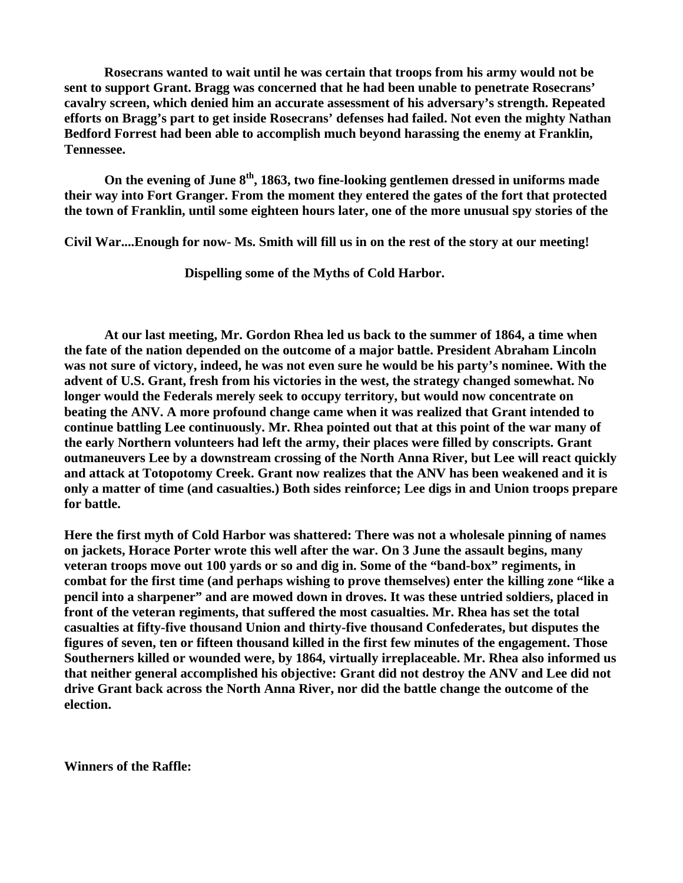**Rosecrans wanted to wait until he was certain that troops from his army would not be sent to support Grant. Bragg was concerned that he had been unable to penetrate Rosecrans' cavalry screen, which denied him an accurate assessment of his adversary's strength. Repeated efforts on Bragg's part to get inside Rosecrans' defenses had failed. Not even the mighty Nathan Bedford Forrest had been able to accomplish much beyond harassing the enemy at Franklin, Tennessee.**

**On the evening of June 8th, 1863, two fine-looking gentlemen dressed in uniforms made their way into Fort Granger. From the moment they entered the gates of the fort that protected the town of Franklin, until some eighteen hours later, one of the more unusual spy stories of the Civil War....Enough for now- Ms. Smith will fill us in on the rest of the story at our meeting!**

## Dispelling some of the Myths of Cold Harbor.

**At our last meeting, Mr. Gordon Rhea led us back to the summer of 1864, a time when the fate of the nation depended on the outcome of a major battle. President Abraham Lincoln was not sure of victory, indeed, he was not even sure he would be his party's nominee. With the advent of U.S. Grant, fresh from his victories in the west, the strategy changed somewhat. No longer would the Federals merely seek to occupy territory, but would now concentrate on beating the ANV. A more profound change came when it was realized that Grant intended to continue battling Lee continuously. Mr. Rhea pointed out that at this point of the war many of the early Northern volunteers had left the army, their places were filled by conscripts. Grant outmaneuvers Lee by a downstream crossing of the North Anna River, but Lee will react quickly and attack at Totopotomy Creek. Grant now realizes that the ANV has been weakened and it is only a matter of time (and casualties.) Both sides reinforce; Lee digs in and Union troops prepare for battle.**

**Here the first myth of Cold Harbor was shattered: There was not a wholesale pinning of names on jackets, Horace Porter wrote this well after the war. On 3 June the assault begins, many veteran troops move out 100 yards or so and dig in. Some of the "band-box" regiments, in combat for the first time (and perhaps wishing to prove themselves) enter the killing zone "like a pencil into a sharpener" and are mowed down in droves. It was these untried soldiers, placed in front of the veteran regiments, that suffered the most casualties. Mr. Rhea has set the total casualties at fifty-five thousand Union and thirty-five thousand Confederates, but disputes the figures of seven, ten or fifteen thousand killed in the first few minutes of the engagement. Those Southerners killed or wounded were, by 1864, virtually irreplaceable. Mr. Rhea also informed us that neither general accomplished his objective: Grant did not destroy the ANV and Lee did not drive Grant back across the North Anna River, nor did the battle change the outcome of the election.**

**Winners of the Raffle:**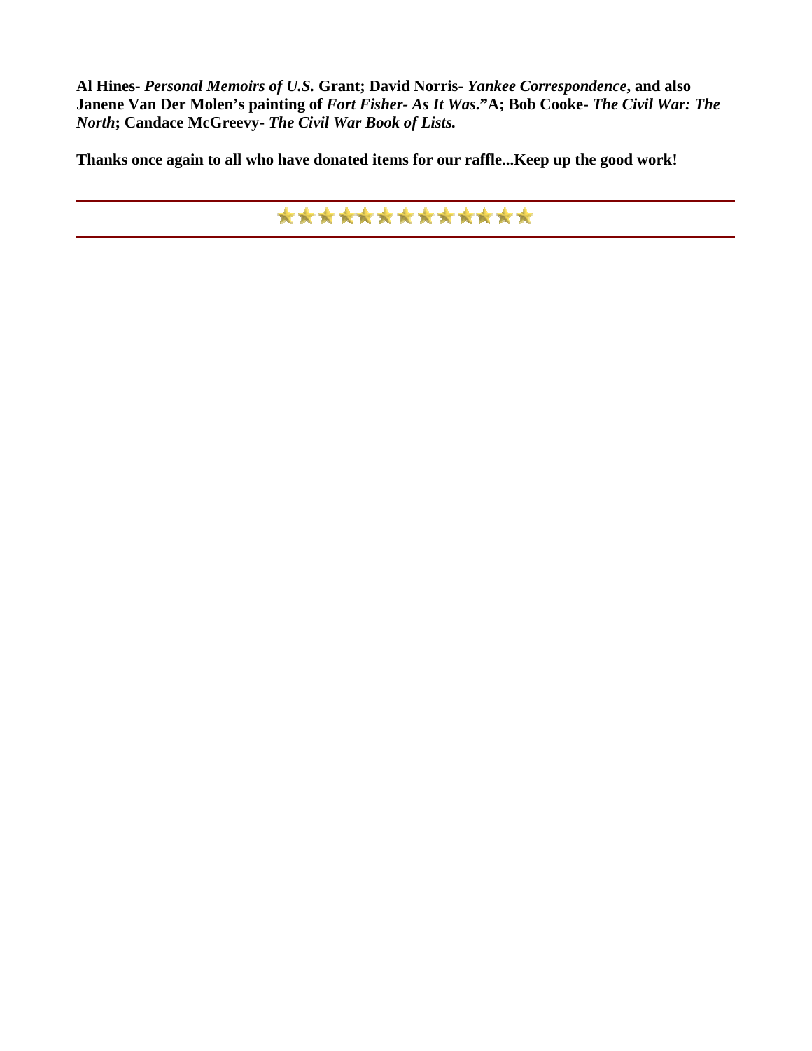**Al Hines-** ***Personal Memoirs of U.S.*** **Grant; David Norris-** ***Yankee Correspondence*****, and also Janene Van Der Molen's painting of** ***Fort Fisher- As It Was*****."A; Bob Cooke-** ***The Civil War: The North*****; Candace McGreevy-** ***The Civil War Book of Lists.***

**Thanks once again to all who have donated items for our raffle...Keep up the good work!**

---